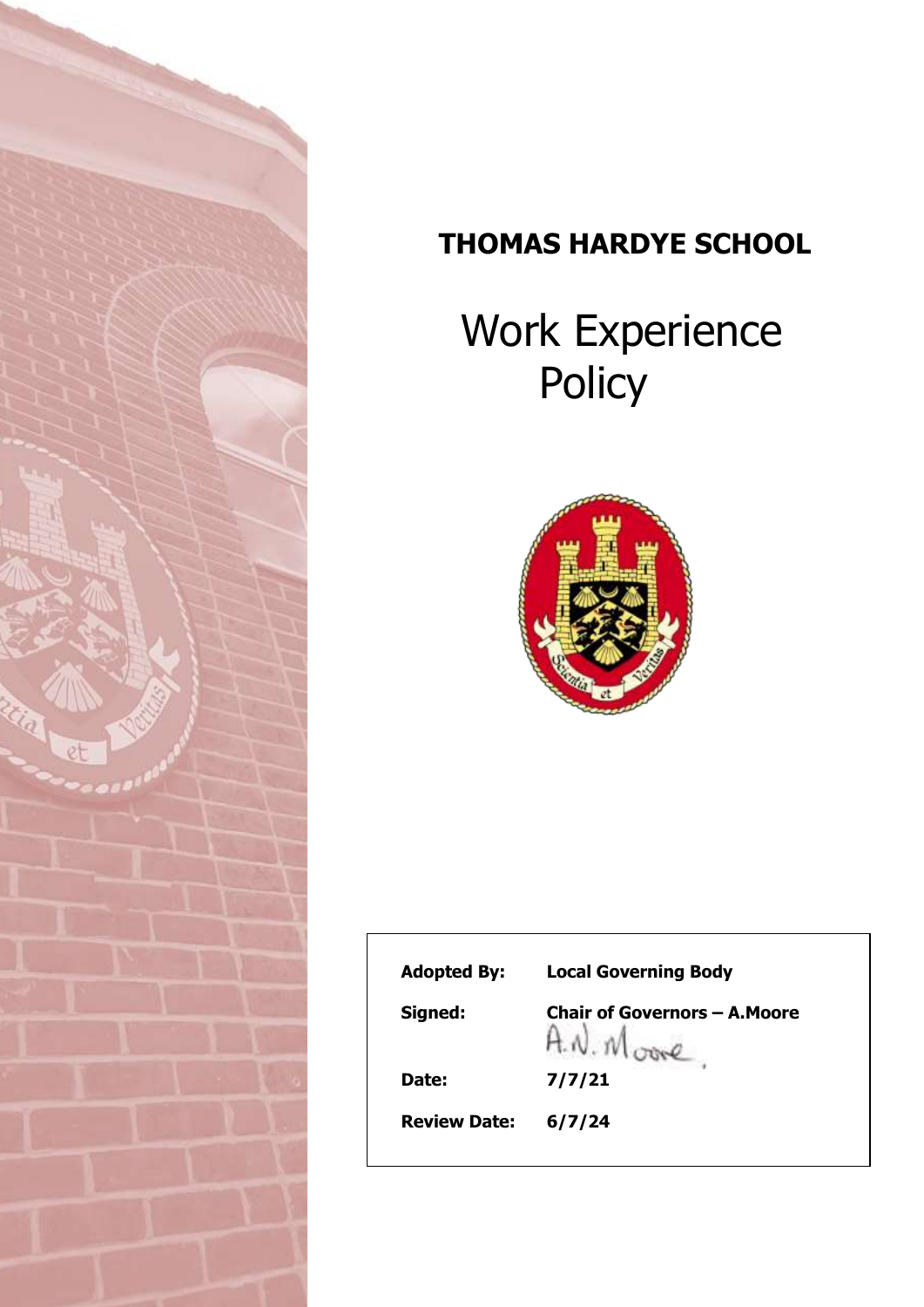# THOMAS HARDYE SCHOOL

## Work Experience Policy

| | |
|---|---|
| **Adopted By:** | **Local Governing Body** |
| **Signed:** | **Chair of Governors – A.Moore** |
| | A.N. Moore |
| **Date:** | **7/7/21** |
| **Review Date:** | **6/7/24** |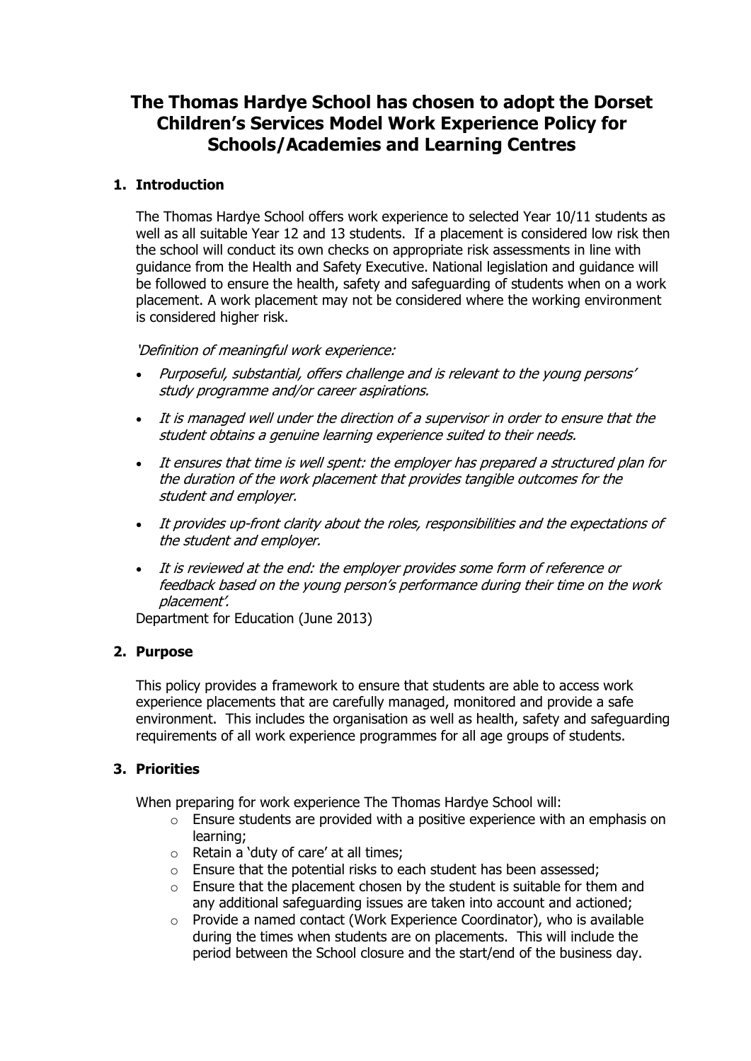# The Thomas Hardye School has chosen to adopt the Dorset Children's Services Model Work Experience Policy for Schools/Academies and Learning Centres

## 1. Introduction

The Thomas Hardye School offers work experience to selected Year 10/11 students as well as all suitable Year 12 and 13 students. If a placement is considered low risk then the school will conduct its own checks on appropriate risk assessments in line with guidance from the Health and Safety Executive. National legislation and guidance will be followed to ensure the health, safety and safeguarding of students when on a work placement. A work placement may not be considered where the working environment is considered higher risk.

*'Definition of meaningful work experience:*

- *Purposeful, substantial, offers challenge and is relevant to the young persons' study programme and/or career aspirations.*
- *It is managed well under the direction of a supervisor in order to ensure that the student obtains a genuine learning experience suited to their needs.*
- *It ensures that time is well spent: the employer has prepared a structured plan for the duration of the work placement that provides tangible outcomes for the student and employer.*
- *It provides up-front clarity about the roles, responsibilities and the expectations of the student and employer.*
- *It is reviewed at the end: the employer provides some form of reference or feedback based on the young person's performance during their time on the work placement'.*

Department for Education (June 2013)

## 2. Purpose

This policy provides a framework to ensure that students are able to access work experience placements that are carefully managed, monitored and provide a safe environment. This includes the organisation as well as health, safety and safeguarding requirements of all work experience programmes for all age groups of students.

## 3. Priorities

When preparing for work experience The Thomas Hardye School will:

- Ensure students are provided with a positive experience with an emphasis on learning;
- Retain a 'duty of care' at all times;
- Ensure that the potential risks to each student has been assessed;
- Ensure that the placement chosen by the student is suitable for them and any additional safeguarding issues are taken into account and actioned;
- Provide a named contact (Work Experience Coordinator), who is available during the times when students are on placements. This will include the period between the School closure and the start/end of the business day.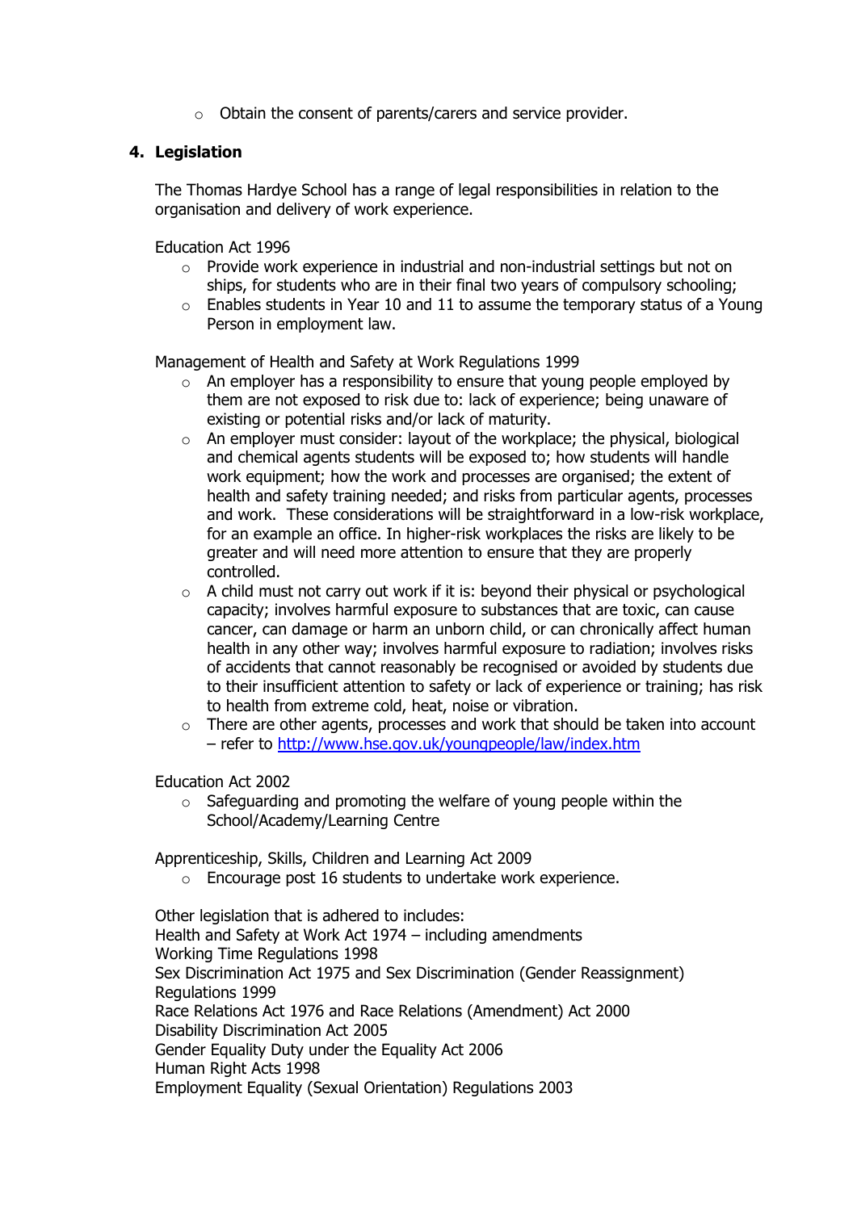- Obtain the consent of parents/carers and service provider.

## 4. Legislation

The Thomas Hardye School has a range of legal responsibilities in relation to the organisation and delivery of work experience.

Education Act 1996

- Provide work experience in industrial and non-industrial settings but not on ships, for students who are in their final two years of compulsory schooling;
- Enables students in Year 10 and 11 to assume the temporary status of a Young Person in employment law.

Management of Health and Safety at Work Regulations 1999

- An employer has a responsibility to ensure that young people employed by them are not exposed to risk due to: lack of experience; being unaware of existing or potential risks and/or lack of maturity.
- An employer must consider: layout of the workplace; the physical, biological and chemical agents students will be exposed to; how students will handle work equipment; how the work and processes are organised; the extent of health and safety training needed; and risks from particular agents, processes and work. These considerations will be straightforward in a low-risk workplace, for an example an office. In higher-risk workplaces the risks are likely to be greater and will need more attention to ensure that they are properly controlled.
- A child must not carry out work if it is: beyond their physical or psychological capacity; involves harmful exposure to substances that are toxic, can cause cancer, can damage or harm an unborn child, or can chronically affect human health in any other way; involves harmful exposure to radiation; involves risks of accidents that cannot reasonably be recognised or avoided by students due to their insufficient attention to safety or lack of experience or training; has risk to health from extreme cold, heat, noise or vibration.
- There are other agents, processes and work that should be taken into account – refer to [http://www.hse.gov.uk/youngpeople/law/index.htm](http://www.hse.gov.uk/youngpeople/law/index.htm)

Education Act 2002

- Safeguarding and promoting the welfare of young people within the School/Academy/Learning Centre

Apprenticeship, Skills, Children and Learning Act 2009

- Encourage post 16 students to undertake work experience.

Other legislation that is adhered to includes:
Health and Safety at Work Act 1974 – including amendments
Working Time Regulations 1998
Sex Discrimination Act 1975 and Sex Discrimination (Gender Reassignment) Regulations 1999
Race Relations Act 1976 and Race Relations (Amendment) Act 2000
Disability Discrimination Act 2005
Gender Equality Duty under the Equality Act 2006
Human Right Acts 1998
Employment Equality (Sexual Orientation) Regulations 2003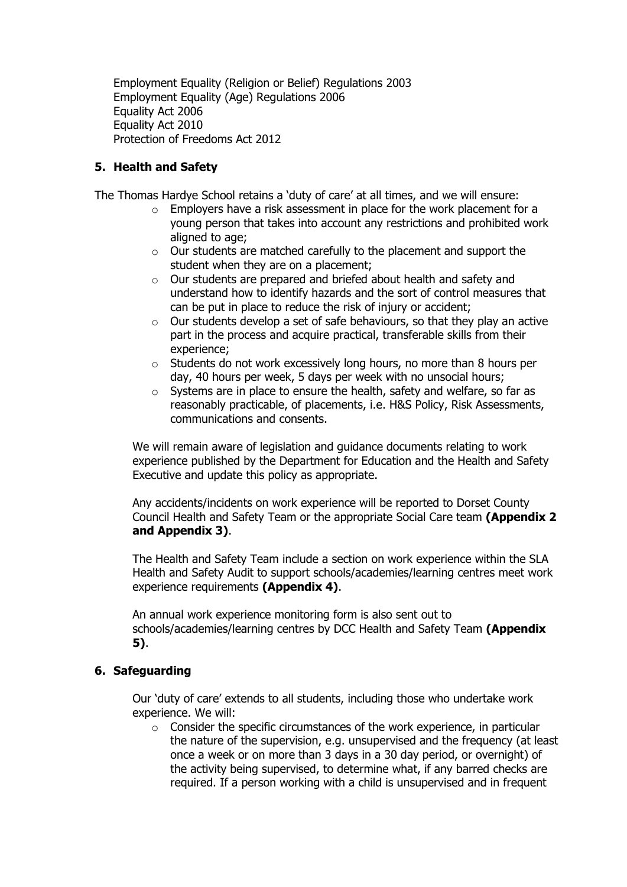Employment Equality (Religion or Belief) Regulations 2003
Employment Equality (Age) Regulations 2006
Equality Act 2006
Equality Act 2010
Protection of Freedoms Act 2012

## 5. Health and Safety

The Thomas Hardye School retains a 'duty of care' at all times, and we will ensure:

- Employers have a risk assessment in place for the work placement for a young person that takes into account any restrictions and prohibited work aligned to age;
- Our students are matched carefully to the placement and support the student when they are on a placement;
- Our students are prepared and briefed about health and safety and understand how to identify hazards and the sort of control measures that can be put in place to reduce the risk of injury or accident;
- Our students develop a set of safe behaviours, so that they play an active part in the process and acquire practical, transferable skills from their experience;
- Students do not work excessively long hours, no more than 8 hours per day, 40 hours per week, 5 days per week with no unsocial hours;
- Systems are in place to ensure the health, safety and welfare, so far as reasonably practicable, of placements, i.e. H&S Policy, Risk Assessments, communications and consents.

We will remain aware of legislation and guidance documents relating to work experience published by the Department for Education and the Health and Safety Executive and update this policy as appropriate.

Any accidents/incidents on work experience will be reported to Dorset County Council Health and Safety Team or the appropriate Social Care team **(Appendix 2 and Appendix 3)**.

The Health and Safety Team include a section on work experience within the SLA Health and Safety Audit to support schools/academies/learning centres meet work experience requirements **(Appendix 4)**.

An annual work experience monitoring form is also sent out to schools/academies/learning centres by DCC Health and Safety Team **(Appendix 5)**.

## 6. Safeguarding

Our 'duty of care' extends to all students, including those who undertake work experience. We will:

- Consider the specific circumstances of the work experience, in particular the nature of the supervision, e.g. unsupervised and the frequency (at least once a week or on more than 3 days in a 30 day period, or overnight) of the activity being supervised, to determine what, if any barred checks are required. If a person working with a child is unsupervised and in frequent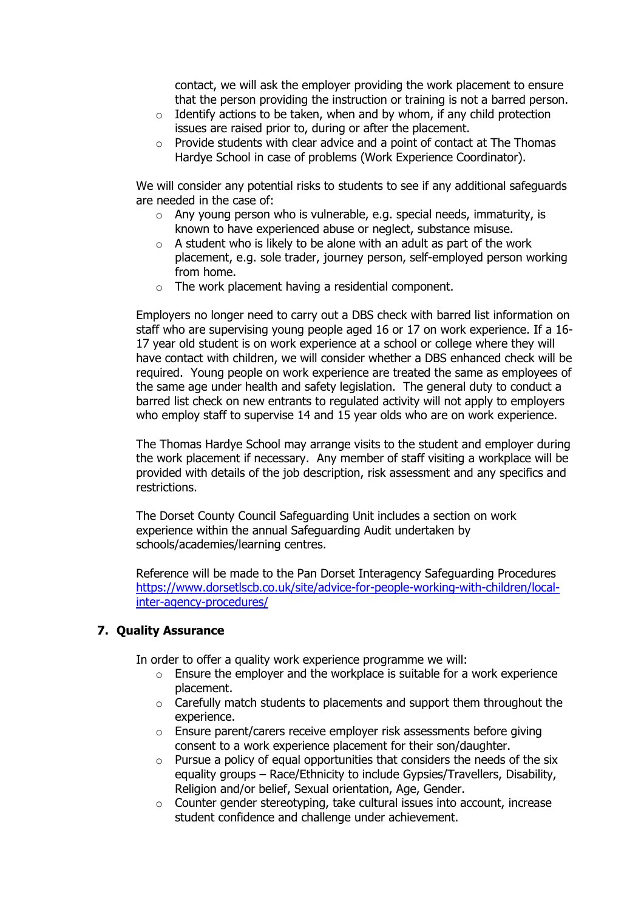contact, we will ask the employer providing the work placement to ensure that the person providing the instruction or training is not a barred person.

- Identify actions to be taken, when and by whom, if any child protection issues are raised prior to, during or after the placement.
- Provide students with clear advice and a point of contact at The Thomas Hardye School in case of problems (Work Experience Coordinator).

We will consider any potential risks to students to see if any additional safeguards are needed in the case of:

- Any young person who is vulnerable, e.g. special needs, immaturity, is known to have experienced abuse or neglect, substance misuse.
- A student who is likely to be alone with an adult as part of the work placement, e.g. sole trader, journey person, self-employed person working from home.
- The work placement having a residential component.

Employers no longer need to carry out a DBS check with barred list information on staff who are supervising young people aged 16 or 17 on work experience. If a 16-17 year old student is on work experience at a school or college where they will have contact with children, we will consider whether a DBS enhanced check will be required. Young people on work experience are treated the same as employees of the same age under health and safety legislation. The general duty to conduct a barred list check on new entrants to regulated activity will not apply to employers who employ staff to supervise 14 and 15 year olds who are on work experience.

The Thomas Hardye School may arrange visits to the student and employer during the work placement if necessary. Any member of staff visiting a workplace will be provided with details of the job description, risk assessment and any specifics and restrictions.

The Dorset County Council Safeguarding Unit includes a section on work experience within the annual Safeguarding Audit undertaken by schools/academies/learning centres.

Reference will be made to the Pan Dorset Interagency Safeguarding Procedures https://www.dorsetlscb.co.uk/site/advice-for-people-working-with-children/local-inter-agency-procedures/

## 7. Quality Assurance

In order to offer a quality work experience programme we will:

- Ensure the employer and the workplace is suitable for a work experience placement.
- Carefully match students to placements and support them throughout the experience.
- Ensure parent/carers receive employer risk assessments before giving consent to a work experience placement for their son/daughter.
- Pursue a policy of equal opportunities that considers the needs of the six equality groups – Race/Ethnicity to include Gypsies/Travellers, Disability, Religion and/or belief, Sexual orientation, Age, Gender.
- Counter gender stereotyping, take cultural issues into account, increase student confidence and challenge under achievement.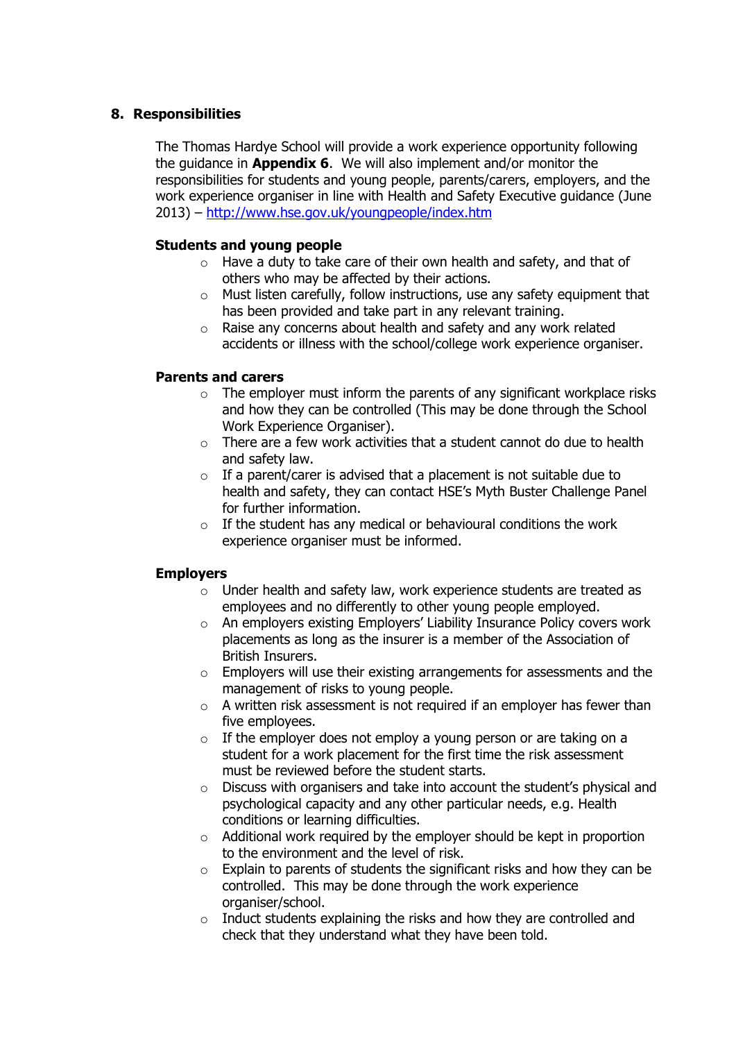## 8. Responsibilities

The Thomas Hardye School will provide a work experience opportunity following the guidance in **Appendix 6**. We will also implement and/or monitor the responsibilities for students and young people, parents/carers, employers, and the work experience organiser in line with Health and Safety Executive guidance (June 2013) – http://www.hse.gov.uk/youngpeople/index.htm

**Students and young people**

- Have a duty to take care of their own health and safety, and that of others who may be affected by their actions.
- Must listen carefully, follow instructions, use any safety equipment that has been provided and take part in any relevant training.
- Raise any concerns about health and safety and any work related accidents or illness with the school/college work experience organiser.

**Parents and carers**

- The employer must inform the parents of any significant workplace risks and how they can be controlled (This may be done through the School Work Experience Organiser).
- There are a few work activities that a student cannot do due to health and safety law.
- If a parent/carer is advised that a placement is not suitable due to health and safety, they can contact HSE's Myth Buster Challenge Panel for further information.
- If the student has any medical or behavioural conditions the work experience organiser must be informed.

**Employers**

- Under health and safety law, work experience students are treated as employees and no differently to other young people employed.
- An employers existing Employers' Liability Insurance Policy covers work placements as long as the insurer is a member of the Association of British Insurers.
- Employers will use their existing arrangements for assessments and the management of risks to young people.
- A written risk assessment is not required if an employer has fewer than five employees.
- If the employer does not employ a young person or are taking on a student for a work placement for the first time the risk assessment must be reviewed before the student starts.
- Discuss with organisers and take into account the student's physical and psychological capacity and any other particular needs, e.g. Health conditions or learning difficulties.
- Additional work required by the employer should be kept in proportion to the environment and the level of risk.
- Explain to parents of students the significant risks and how they can be controlled. This may be done through the work experience organiser/school.
- Induct students explaining the risks and how they are controlled and check that they understand what they have been told.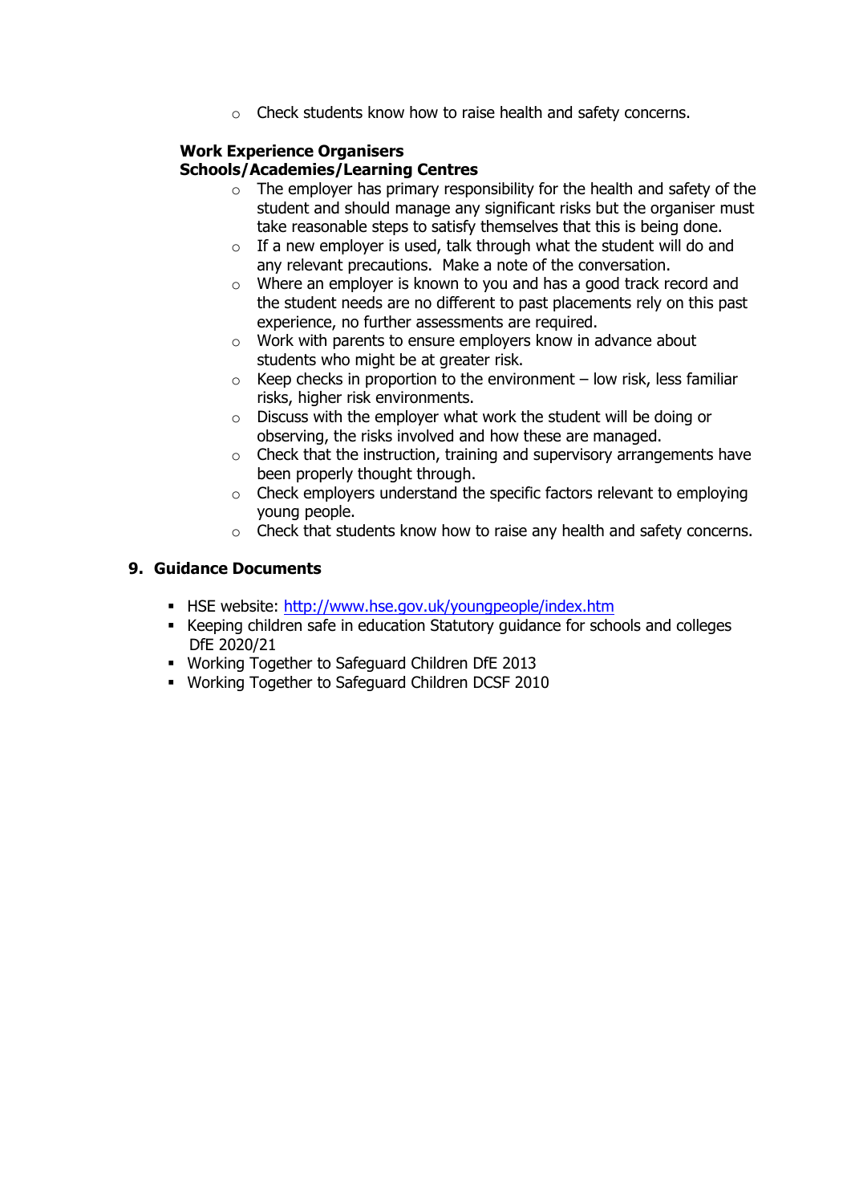- Check students know how to raise health and safety concerns.

**Work Experience Organisers**
**Schools/Academies/Learning Centres**

- The employer has primary responsibility for the health and safety of the student and should manage any significant risks but the organiser must take reasonable steps to satisfy themselves that this is being done.
- If a new employer is used, talk through what the student will do and any relevant precautions. Make a note of the conversation.
- Where an employer is known to you and has a good track record and the student needs are no different to past placements rely on this past experience, no further assessments are required.
- Work with parents to ensure employers know in advance about students who might be at greater risk.
- Keep checks in proportion to the environment – low risk, less familiar risks, higher risk environments.
- Discuss with the employer what work the student will be doing or observing, the risks involved and how these are managed.
- Check that the instruction, training and supervisory arrangements have been properly thought through.
- Check employers understand the specific factors relevant to employing young people.
- Check that students know how to raise any health and safety concerns.

## 9. Guidance Documents

- HSE website: [http://www.hse.gov.uk/youngpeople/index.htm](http://www.hse.gov.uk/youngpeople/index.htm)
- Keeping children safe in education Statutory guidance for schools and colleges DfE 2020/21
- Working Together to Safeguard Children DfE 2013
- Working Together to Safeguard Children DCSF 2010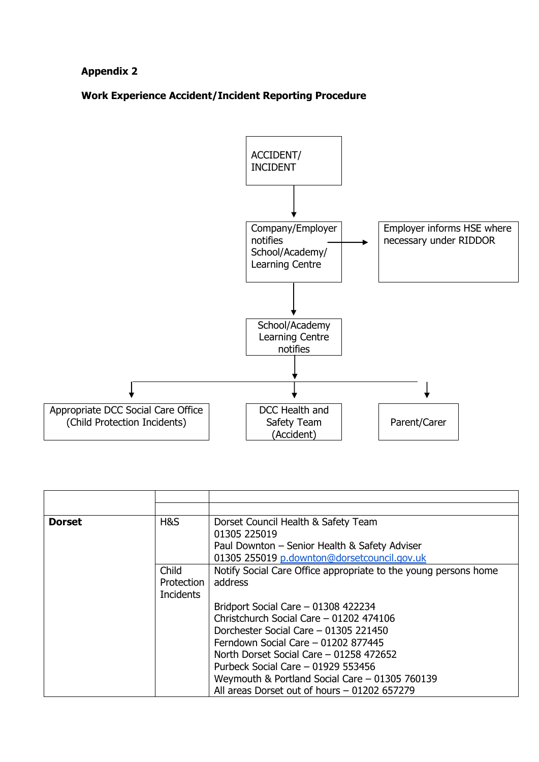**Appendix 2**

**Work Experience Accident/Incident Reporting Procedure**

ACCIDENT/ INCIDENT

Company/Employer notifies School/Academy/ Learning Centre

Employer informs HSE where necessary under RIDDOR

School/Academy Learning Centre notifies

Appropriate DCC Social Care Office (Child Protection Incidents)

DCC Health and Safety Team (Accident)

Parent/Carer

| | | |
|---|---|---|
| | | |
| **Dorset** | H&S | Dorset Council Health & Safety Team<br>01305 225019<br>Paul Downton – Senior Health & Safety Adviser<br>01305 255019 p.downton@dorsetcouncil.gov.uk |
| | Child Protection Incidents | Notify Social Care Office appropriate to the young persons home address<br><br>Bridport Social Care – 01308 422234<br>Christchurch Social Care – 01202 474106<br>Dorchester Social Care – 01305 221450<br>Ferndown Social Care – 01202 877445<br>North Dorset Social Care – 01258 472652<br>Purbeck Social Care – 01929 553456<br>Weymouth & Portland Social Care – 01305 760139<br>All areas Dorset out of hours – 01202 657279 |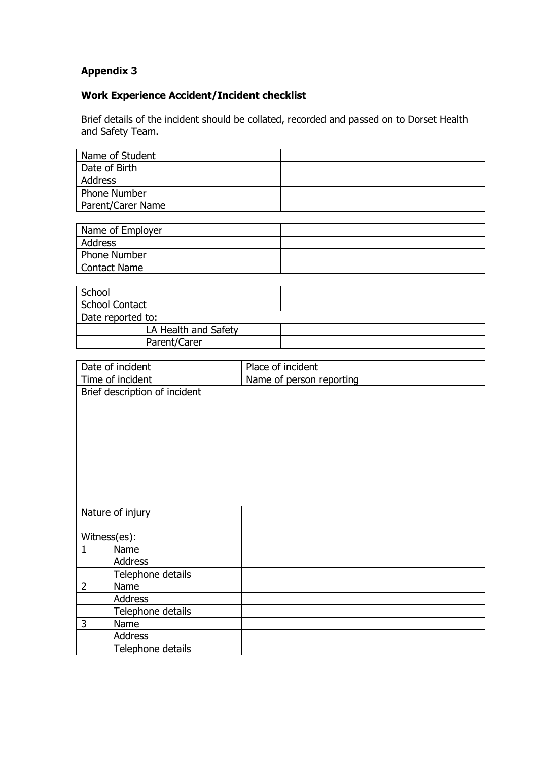**Appendix 3**

**Work Experience Accident/Incident checklist**

Brief details of the incident should be collated, recorded and passed on to Dorset Health and Safety Team.

| | |
|---|---|
| Name of Student | |
| Date of Birth | |
| Address | |
| Phone Number | |
| Parent/Carer Name | |

| | |
|---|---|
| Name of Employer | |
| Address | |
| Phone Number | |
| Contact Name | |

| | |
|---|---|
| School | |
| School Contact | |
| Date reported to: | |
| LA Health and Safety | |
| Parent/Carer | |

| | |
|---|---|
| Date of incident | Place of incident |
| Time of incident | Name of person reporting |
| Brief description of incident | |
| Nature of injury | |
| Witness(es): | |
| 1 Name | |
| Address | |
| Telephone details | |
| 2 Name | |
| Address | |
| Telephone details | |
| 3 Name | |
| Address | |
| Telephone details | |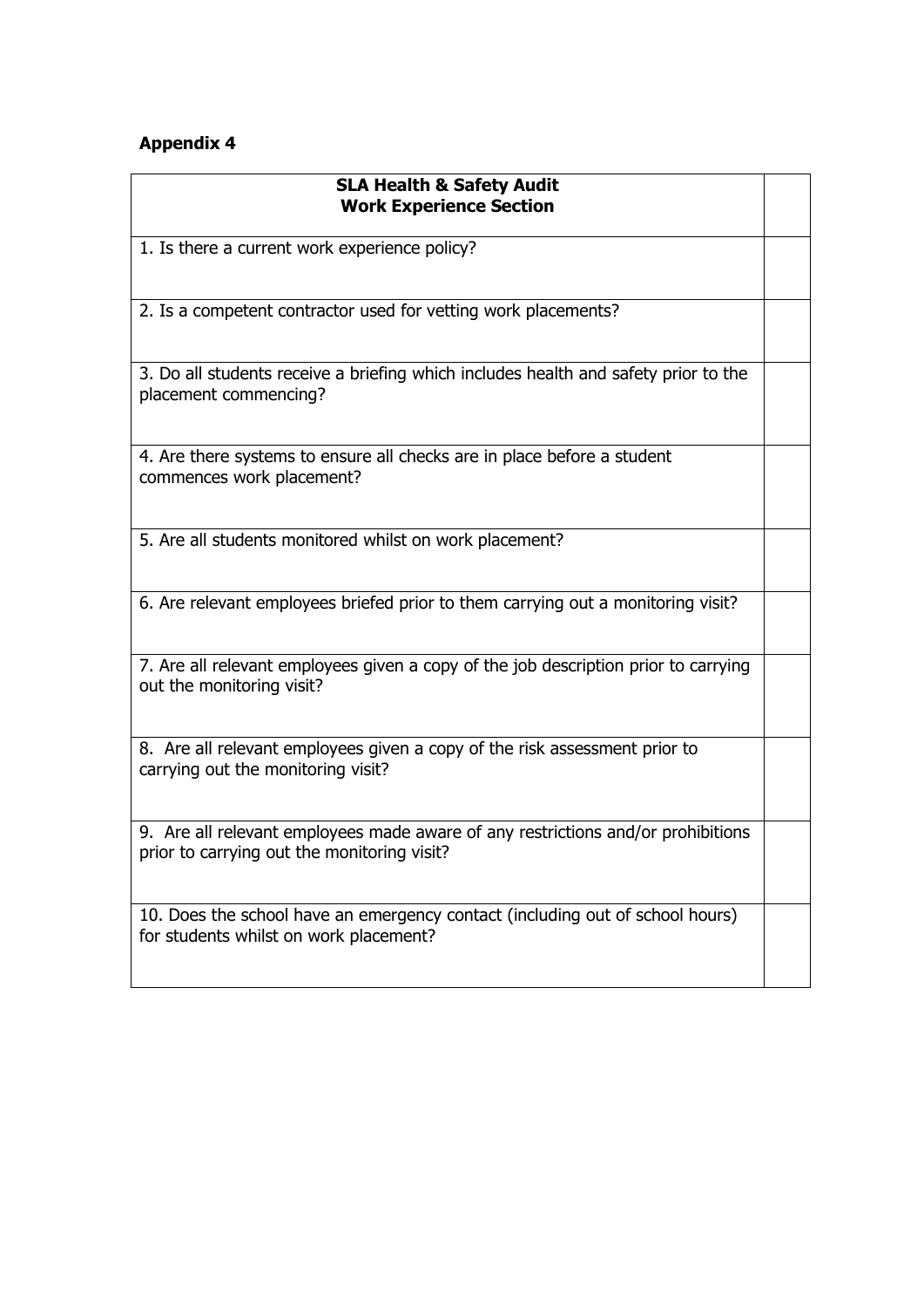**Appendix 4**

| SLA Health & Safety Audit<br>Work Experience Section | |
|---|---|
| 1. Is there a current work experience policy? | |
| 2. Is a competent contractor used for vetting work placements? | |
| 3. Do all students receive a briefing which includes health and safety prior to the placement commencing? | |
| 4. Are there systems to ensure all checks are in place before a student commences work placement? | |
| 5. Are all students monitored whilst on work placement? | |
| 6. Are relevant employees briefed prior to them carrying out a monitoring visit? | |
| 7. Are all relevant employees given a copy of the job description prior to carrying out the monitoring visit? | |
| 8. Are all relevant employees given a copy of the risk assessment prior to carrying out the monitoring visit? | |
| 9. Are all relevant employees made aware of any restrictions and/or prohibitions prior to carrying out the monitoring visit? | |
| 10. Does the school have an emergency contact (including out of school hours) for students whilst on work placement? | |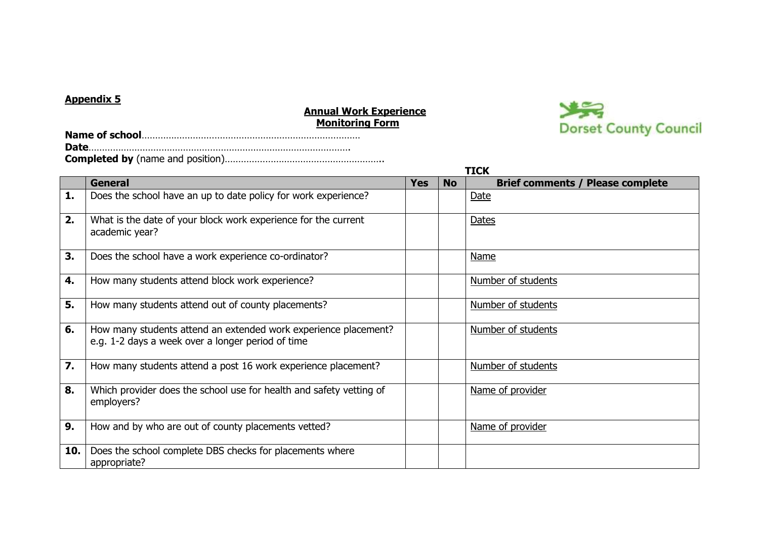**Appendix 5**

**Annual Work Experience Monitoring Form**

Dorset County Council

**Name of school**……………………………………………………………………

**Date**…………………………………………………………………………………….

**Completed by** (name and position)…………………………………………………..

| | General | Yes | No | Brief comments / Please complete |
|---|---|---|---|---|
| | | **TICK** | | |
| **1.** | Does the school have an up to date policy for work experience? | | | Date |
| **2.** | What is the date of your block work experience for the current academic year? | | | Dates |
| **3.** | Does the school have a work experience co-ordinator? | | | Name |
| **4.** | How many students attend block work experience? | | | Number of students |
| **5.** | How many students attend out of county placements? | | | Number of students |
| **6.** | How many students attend an extended work experience placement? e.g. 1-2 days a week over a longer period of time | | | Number of students |
| **7.** | How many students attend a post 16 work experience placement? | | | Number of students |
| **8.** | Which provider does the school use for health and safety vetting of employers? | | | Name of provider |
| **9.** | How and by who are out of county placements vetted? | | | Name of provider |
| **10.** | Does the school complete DBS checks for placements where appropriate? | | | |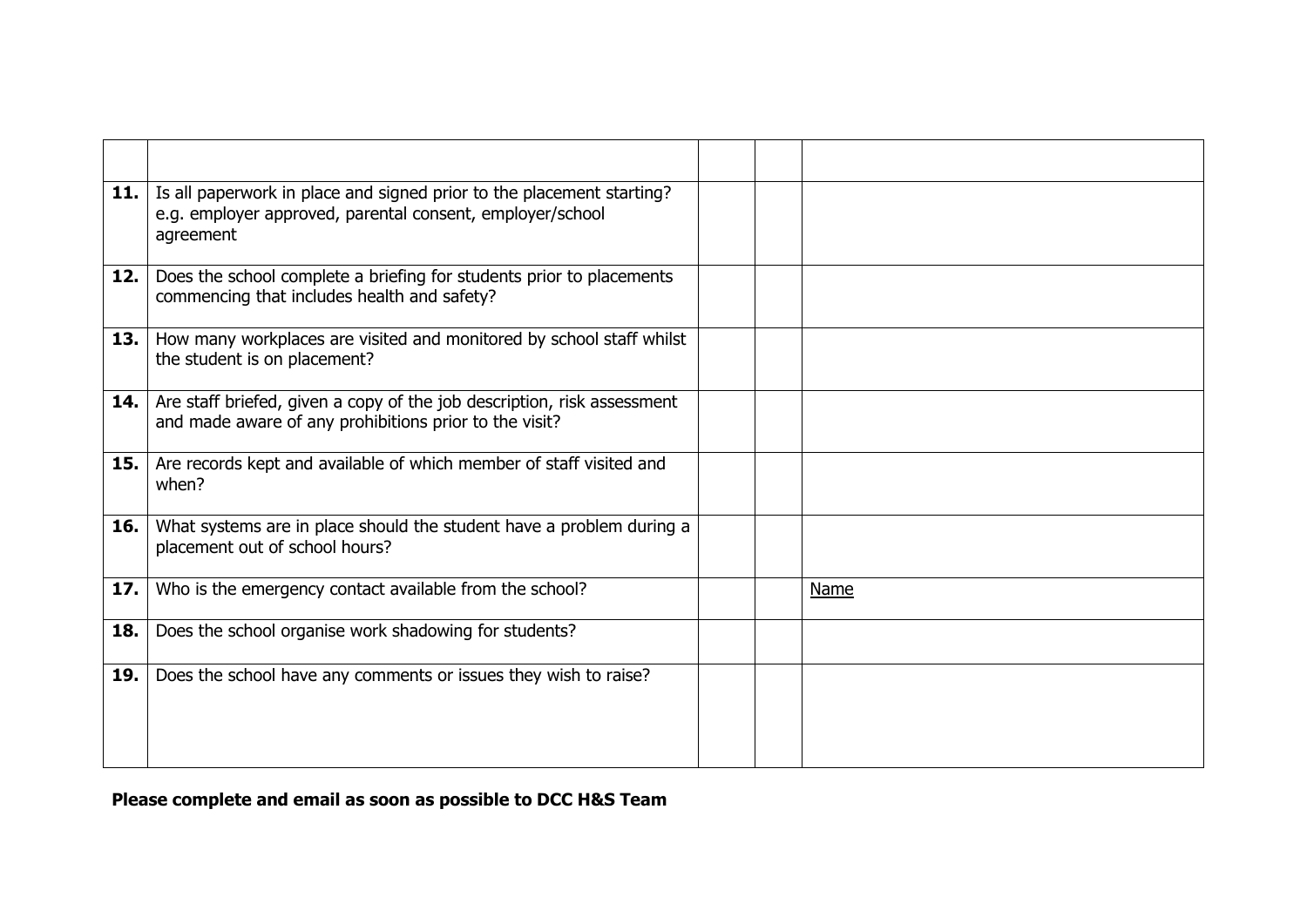| | | | | |
|---|---|---|---|---|
| | | | | |
| **11.** | Is all paperwork in place and signed prior to the placement starting? e.g. employer approved, parental consent, employer/school agreement | | | |
| **12.** | Does the school complete a briefing for students prior to placements commencing that includes health and safety? | | | |
| **13.** | How many workplaces are visited and monitored by school staff whilst the student is on placement? | | | |
| **14.** | Are staff briefed, given a copy of the job description, risk assessment and made aware of any prohibitions prior to the visit? | | | |
| **15.** | Are records kept and available of which member of staff visited and when? | | | |
| **16.** | What systems are in place should the student have a problem during a placement out of school hours? | | | |
| **17.** | Who is the emergency contact available from the school? | | | Name |
| **18.** | Does the school organise work shadowing for students? | | | |
| **19.** | Does the school have any comments or issues they wish to raise? | | | |

**Please complete and email as soon as possible to DCC H&S Team**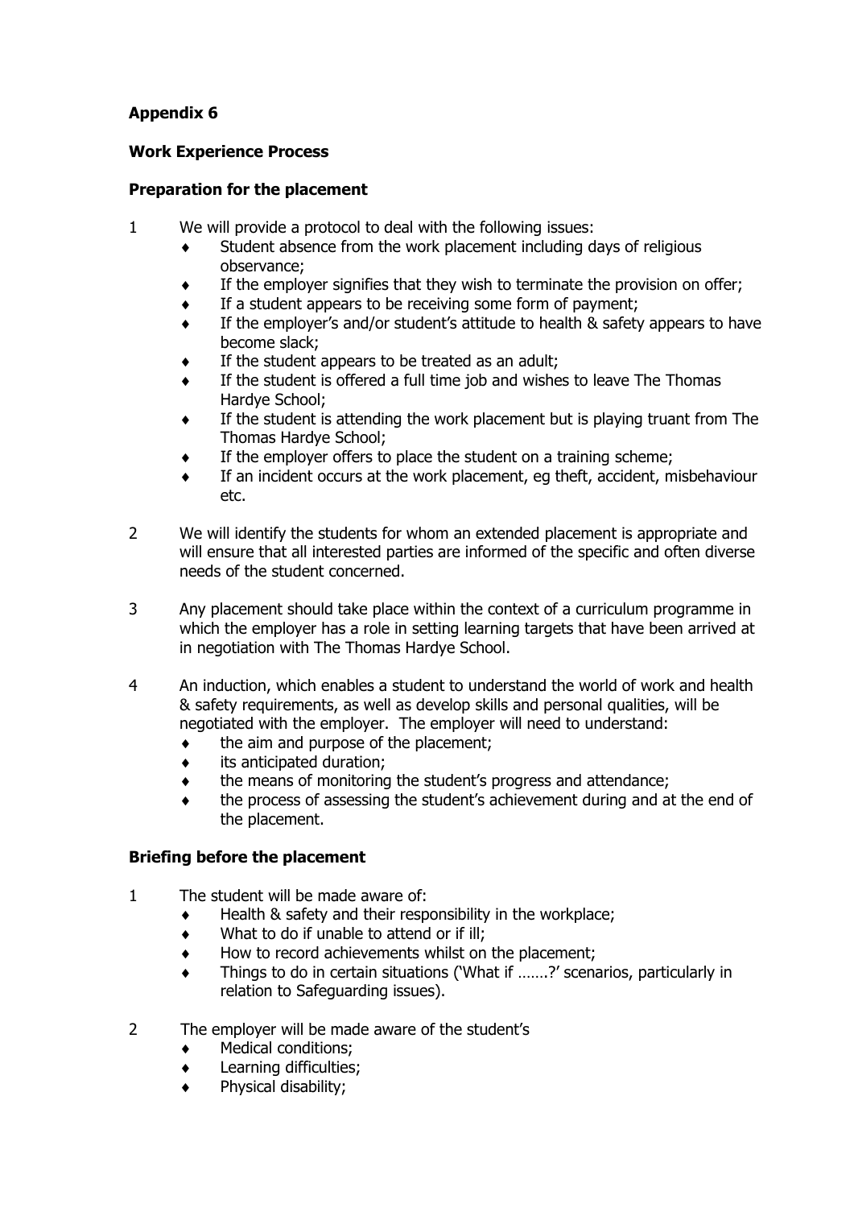**Appendix 6**

**Work Experience Process**

**Preparation for the placement**

1. We will provide a protocol to deal with the following issues:
   - Student absence from the work placement including days of religious observance;
   - If the employer signifies that they wish to terminate the provision on offer;
   - If a student appears to be receiving some form of payment;
   - If the employer's and/or student's attitude to health & safety appears to have become slack;
   - If the student appears to be treated as an adult;
   - If the student is offered a full time job and wishes to leave The Thomas Hardye School;
   - If the student is attending the work placement but is playing truant from The Thomas Hardye School;
   - If the employer offers to place the student on a training scheme;
   - If an incident occurs at the work placement, eg theft, accident, misbehaviour etc.

2. We will identify the students for whom an extended placement is appropriate and will ensure that all interested parties are informed of the specific and often diverse needs of the student concerned.

3. Any placement should take place within the context of a curriculum programme in which the employer has a role in setting learning targets that have been arrived at in negotiation with The Thomas Hardye School.

4. An induction, which enables a student to understand the world of work and health & safety requirements, as well as develop skills and personal qualities, will be negotiated with the employer. The employer will need to understand:
   - the aim and purpose of the placement;
   - its anticipated duration;
   - the means of monitoring the student's progress and attendance;
   - the process of assessing the student's achievement during and at the end of the placement.

**Briefing before the placement**

1. The student will be made aware of:
   - Health & safety and their responsibility in the workplace;
   - What to do if unable to attend or if ill;
   - How to record achievements whilst on the placement;
   - Things to do in certain situations ('What if …….?' scenarios, particularly in relation to Safeguarding issues).

2. The employer will be made aware of the student's
   - Medical conditions;
   - Learning difficulties;
   - Physical disability;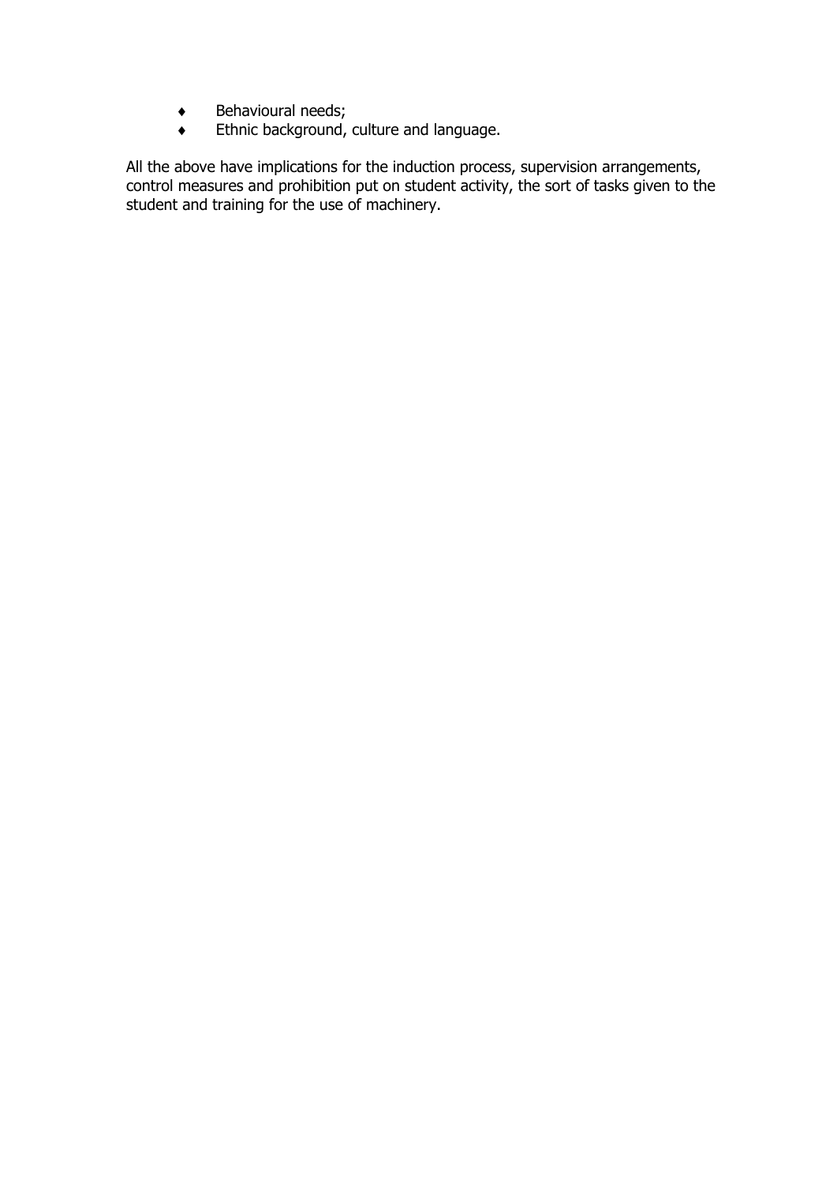- Behavioural needs;
- Ethnic background, culture and language.

All the above have implications for the induction process, supervision arrangements, control measures and prohibition put on student activity, the sort of tasks given to the student and training for the use of machinery.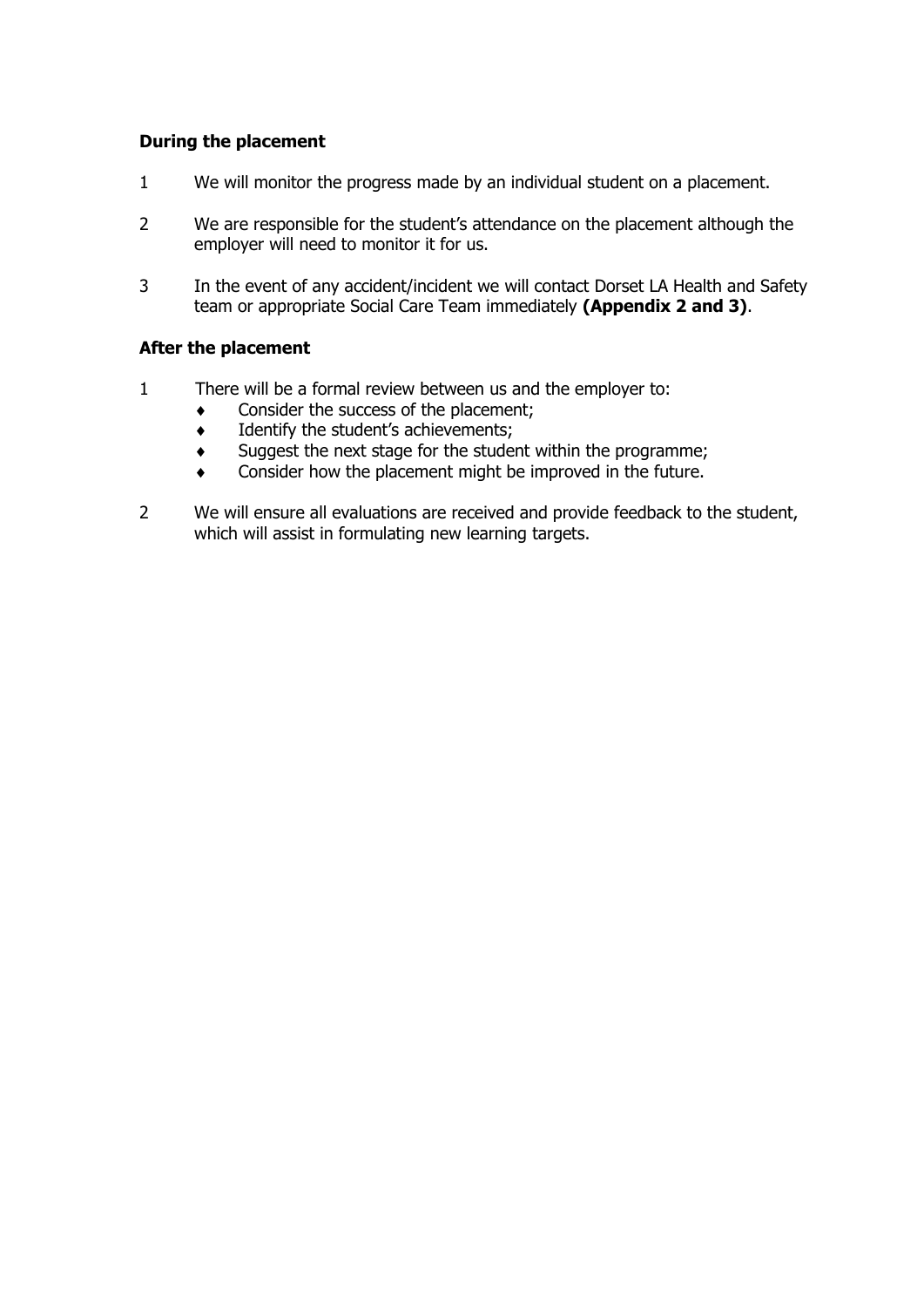**During the placement**

1. We will monitor the progress made by an individual student on a placement.

2. We are responsible for the student's attendance on the placement although the employer will need to monitor it for us.

3. In the event of any accident/incident we will contact Dorset LA Health and Safety team or appropriate Social Care Team immediately **(Appendix 2 and 3)**.

**After the placement**

1. There will be a formal review between us and the employer to:
   - Consider the success of the placement;
   - Identify the student's achievements;
   - Suggest the next stage for the student within the programme;
   - Consider how the placement might be improved in the future.

2. We will ensure all evaluations are received and provide feedback to the student, which will assist in formulating new learning targets.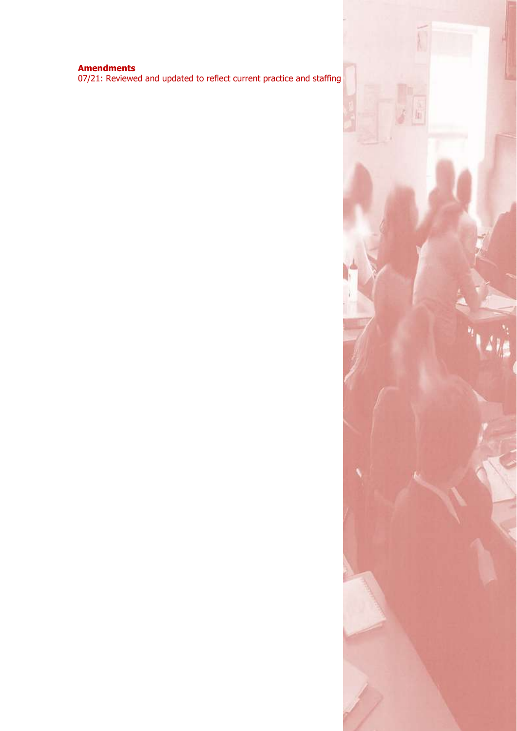**Amendments**

07/21: Reviewed and updated to reflect current practice and staffing